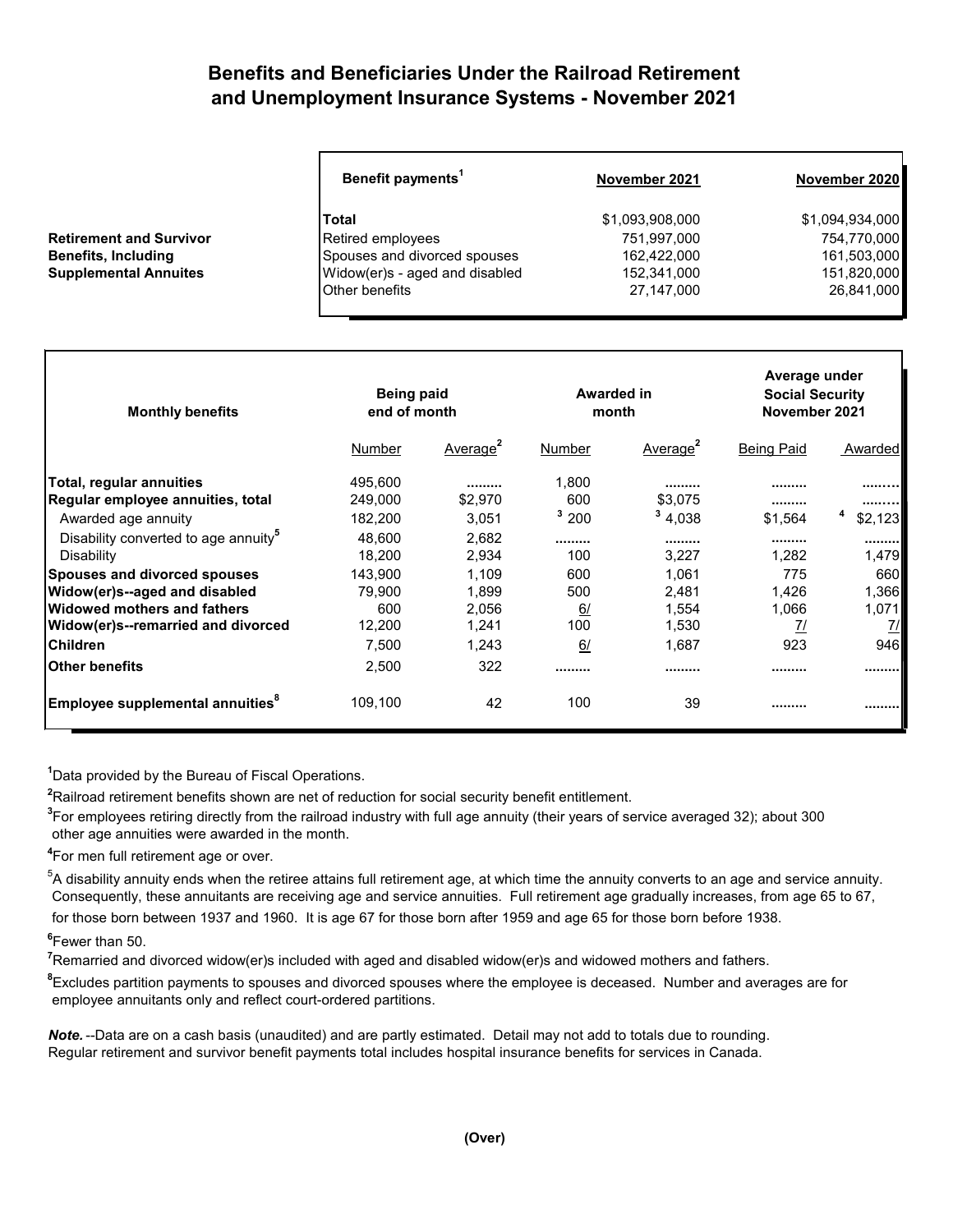# Benefits and Beneficiaries Under the Railroad Retirement and Unemployment Insurance Systems - November 2021

**Retirement and Survivor Benefits, Including Supplemental Annuites**

| Benefit payments[1] | November 2021 | November 2020 |
|---|---|---|
| **Total** | $1,093,908,000 | $1,094,934,000 |
| Retired employees | 751,997,000 | 754,770,000 |
| Spouses and divorced spouses | 162,422,000 | 161,503,000 |
| Widow(er)s - aged and disabled | 152,341,000 | 151,820,000 |
| Other benefits | 27,147,000 | 26,841,000 |

| Monthly benefits | Being paid end of month | | Awarded in month | | Average under Social Security November 2021 | |
|---|---|---|---|---|---|---|
| | Number | Average[2] | Number | Average[2] | Being Paid | Awarded |
| **Total, regular annuities** | 495,600 | ......... | 1,800 | ......... | ......... | ......... |
| **Regular employee annuities, total** | 249,000 | $2,970 | 600 | $3,075 | ......... | ......... |
| Awarded age annuity | 182,200 | 3,051 | [3] 200 | [3] 4,038 | $1,564 | [4] $2,123 |
| Disability converted to age annuity[5] | 48,600 | 2,682 | ......... | ......... | ......... | ......... |
| Disability | 18,200 | 2,934 | 100 | 3,227 | 1,282 | 1,479 |
| **Spouses and divorced spouses** | 143,900 | 1,109 | 600 | 1,061 | 775 | 660 |
| **Widow(er)s--aged and disabled** | 79,900 | 1,899 | 500 | 2,481 | 1,426 | 1,366 |
| **Widowed mothers and fathers** | 600 | 2,056 | 6/ | 1,554 | 1,066 | 1,071 |
| **Widow(er)s--remarried and divorced** | 12,200 | 1,241 | 100 | 1,530 | 7/ | 7/ |
| **Children** | 7,500 | 1,243 | 6/ | 1,687 | 923 | 946 |
| **Other benefits** | 2,500 | 322 | ......... | ......... | ......... | ......... |
| **Employee supplemental annuities[8]** | 109,100 | 42 | 100 | 39 | ......... | ......... |

[1]Data provided by the Bureau of Fiscal Operations.

[2]Railroad retirement benefits shown are net of reduction for social security benefit entitlement.

[3]For employees retiring directly from the railroad industry with full age annuity (their years of service averaged 32); about 300 other age annuities were awarded in the month.

[4]For men full retirement age or over.

[5]A disability annuity ends when the retiree attains full retirement age, at which time the annuity converts to an age and service annuity. Consequently, these annuitants are receiving age and service annuities. Full retirement age gradually increases, from age 65 to 67, for those born between 1937 and 1960. It is age 67 for those born after 1959 and age 65 for those born before 1938.

[6]Fewer than 50.

[7]Remarried and divorced widow(er)s included with aged and disabled widow(er)s and widowed mothers and fathers.

[8]Excludes partition payments to spouses and divorced spouses where the employee is deceased. Number and averages are for employee annuitants only and reflect court-ordered partitions.

***Note.*** --Data are on a cash basis (unaudited) and are partly estimated. Detail may not add to totals due to rounding. Regular retirement and survivor benefit payments total includes hospital insurance benefits for services in Canada.

**(Over)**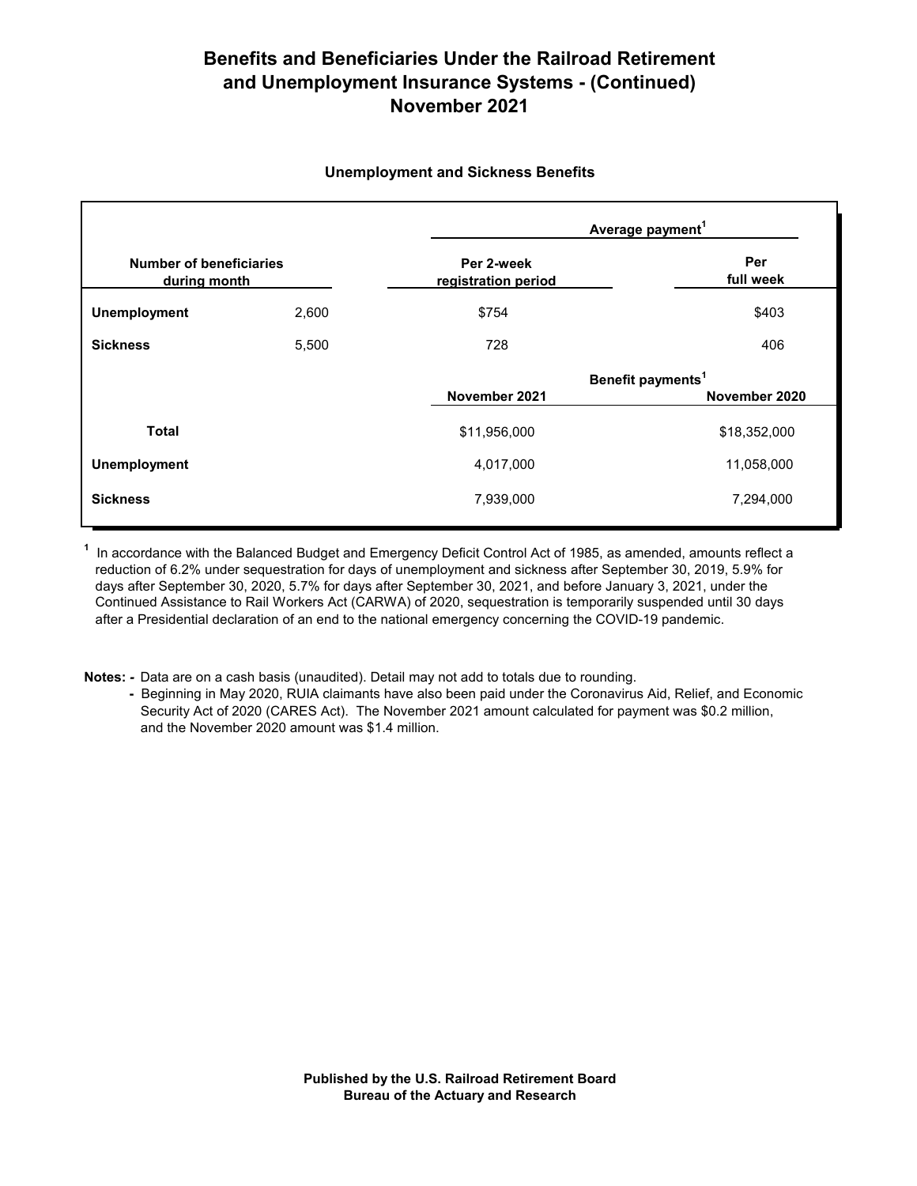# Benefits and Beneficiaries Under the Railroad Retirement and Unemployment Insurance Systems - (Continued)
# November 2021

### Unemployment and Sickness Benefits

| Number of beneficiaries during month | | Average payment[1] | |
|---|---|---|---|
| | | Per 2-week registration period | Per full week |
| **Unemployment** | 2,600 | $754 | $403 |
| **Sickness** | 5,500 | 728 | 406 |
| | | **Benefit payments[1]** | |
| | | **November 2021** | **November 2020** |
| **Total** | | $11,956,000 | $18,352,000 |
| **Unemployment** | | 4,017,000 | 11,058,000 |
| **Sickness** | | 7,939,000 | 7,294,000 |

[1] In accordance with the Balanced Budget and Emergency Deficit Control Act of 1985, as amended, amounts reflect a reduction of 6.2% under sequestration for days of unemployment and sickness after September 30, 2019, 5.9% for days after September 30, 2020, 5.7% for days after September 30, 2021, and before January 3, 2021, under the Continued Assistance to Rail Workers Act (CARWA) of 2020, sequestration is temporarily suspended until 30 days after a Presidential declaration of an end to the national emergency concerning the COVID-19 pandemic.

**Notes:**
- Data are on a cash basis (unaudited). Detail may not add to totals due to rounding.
- Beginning in May 2020, RUIA claimants have also been paid under the Coronavirus Aid, Relief, and Economic Security Act of 2020 (CARES Act). The November 2021 amount calculated for payment was $0.2 million, and the November 2020 amount was $1.4 million.

**Published by the U.S. Railroad Retirement Board**
**Bureau of the Actuary and Research**